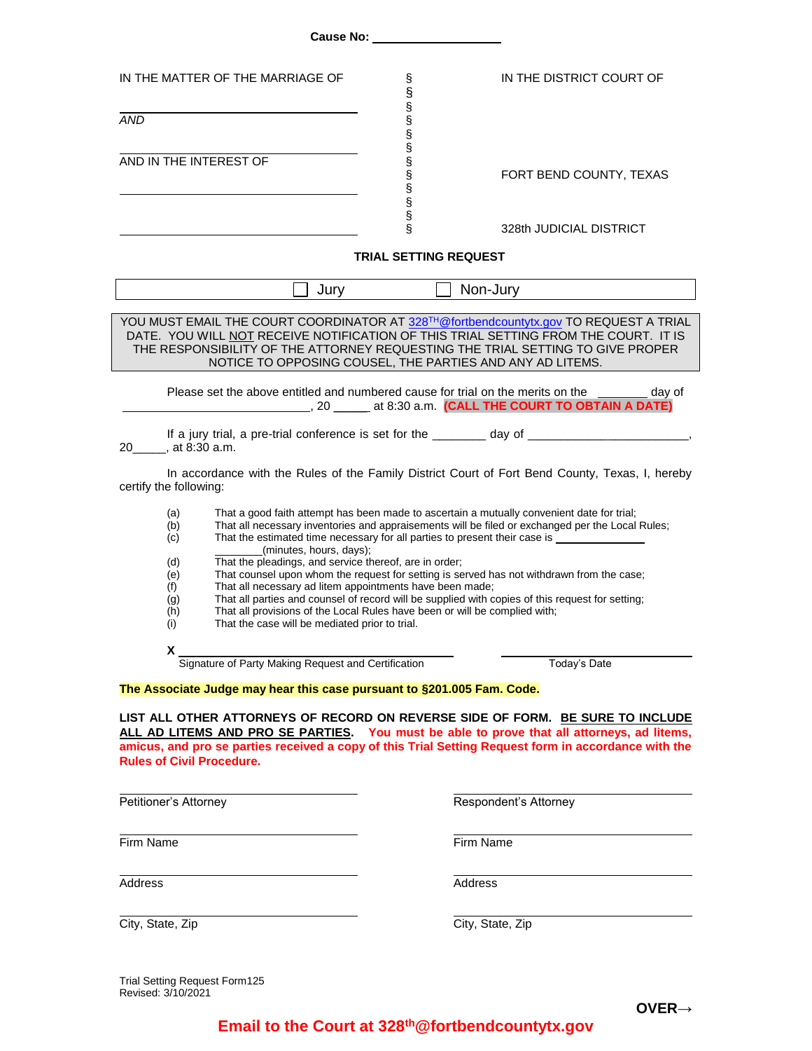**Cause No: ____________________**

| | | |
|---|---|---|
| IN THE MATTER OF THE MARRIAGE OF | § | IN THE DISTRICT COURT OF |
| ______________________________ | § | |
| *AND* | § | |
| ______________________________ | § | |
| AND IN THE INTEREST OF | § | FORT BEND COUNTY, TEXAS |
| ______________________________ | § | |
| ______________________________ | § | 328th JUDICIAL DISTRICT |

## TRIAL SETTING REQUEST

☐ Jury ☐ Non-Jury

YOU MUST EMAIL THE COURT COORDINATOR AT 328TH@fortbendcountytx.gov TO REQUEST A TRIAL DATE. YOU WILL NOT RECEIVE NOTIFICATION OF THIS TRIAL SETTING FROM THE COURT. IT IS THE RESPONSIBILITY OF THE ATTORNEY REQUESTING THE TRIAL SETTING TO GIVE PROPER NOTICE TO OPPOSING COUSEL, THE PARTIES AND ANY AD LITEMS.

Please set the above entitled and numbered cause for trial on the merits on the ________ day of ____________________________, 20 ______ at 8:30 a.m. **(CALL THE COURT TO OBTAIN A DATE)**

If a jury trial, a pre-trial conference is set for the ________ day of ________________________, 20_____, at 8:30 a.m.

In accordance with the Rules of the Family District Court of Fort Bend County, Texas, I, hereby certify the following:

(a) That a good faith attempt has been made to ascertain a mutually convenient date for trial;
(b) That all necessary inventories and appraisements will be filed or exchanged per the Local Rules;
(c) That the estimated time necessary for all parties to present their case is ______________ ________(minutes, hours, days);
(d) That the pleadings, and service thereof, are in order;
(e) That counsel upon whom the request for setting is served has not withdrawn from the case;
(f) That all necessary ad litem appointments have been made;
(g) That all parties and counsel of record will be supplied with copies of this request for setting;
(h) That all provisions of the Local Rules have been or will be complied with;
(i) That the case will be mediated prior to trial.

X ______________________________________ ______________________
Signature of Party Making Request and Certification Today's Date

**The Associate Judge may hear this case pursuant to §201.005 Fam. Code.**

**LIST ALL OTHER ATTORNEYS OF RECORD ON REVERSE SIDE OF FORM. BE SURE TO INCLUDE ALL AD LITEMS AND PRO SE PARTIES. You must be able to prove that all attorneys, ad litems, amicus, and pro se parties received a copy of this Trial Setting Request form in accordance with the Rules of Civil Procedure.**

| | |
|---|---|
| ______________________________ | ______________________________ |
| Petitioner's Attorney | Respondent's Attorney |
| ______________________________ | ______________________________ |
| Firm Name | Firm Name |
| ______________________________ | ______________________________ |
| Address | Address |
| ______________________________ | ______________________________ |
| City, State, Zip | City, State, Zip |

Trial Setting Request Form125
Revised: 3/10/2021

**OVER→**

**Email to the Court at 328th@fortbendcountytx.gov**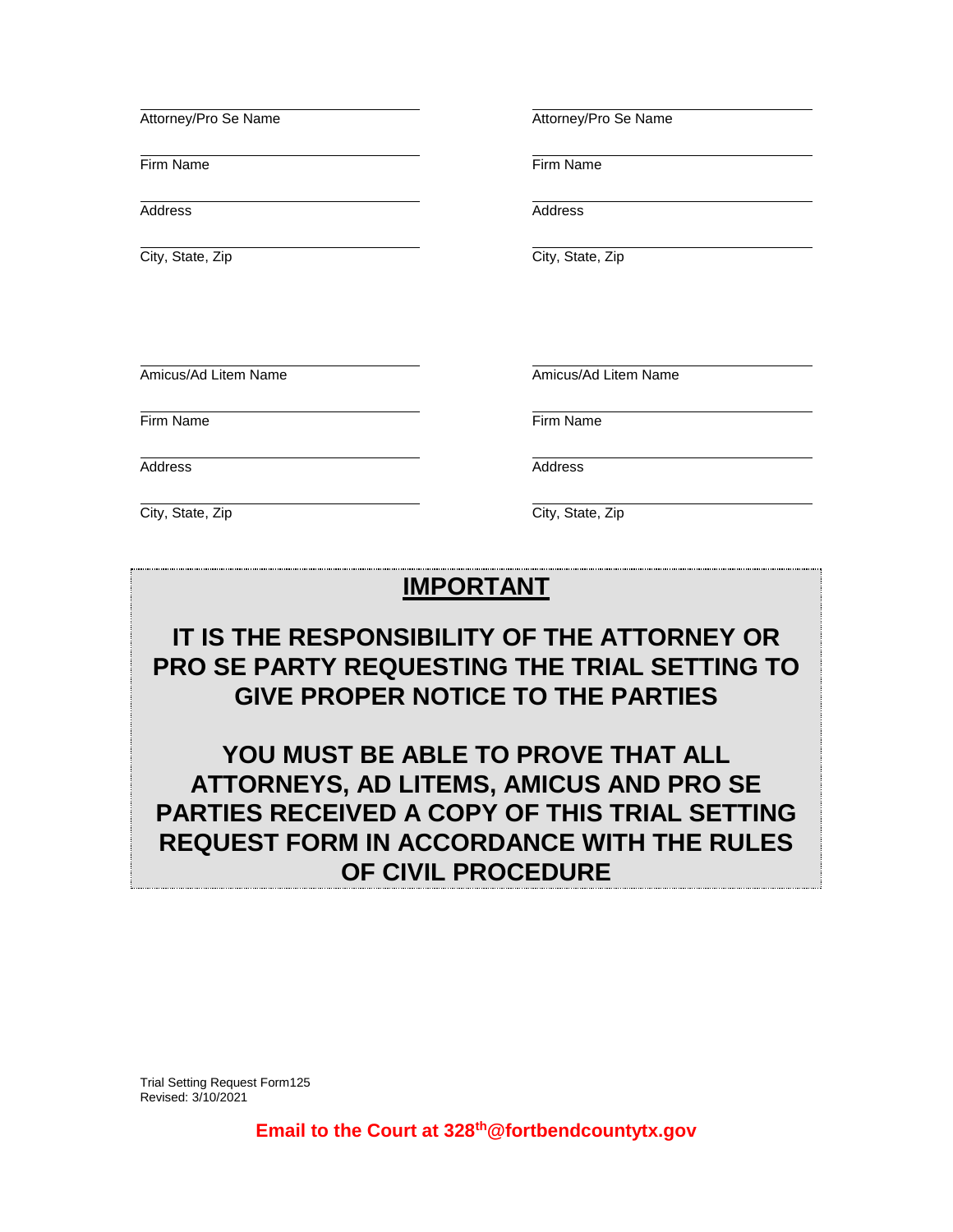| | |
|---|---|
| Attorney/Pro Se Name | Attorney/Pro Se Name |
| Firm Name | Firm Name |
| Address | Address |
| City, State, Zip | City, State, Zip |
| Amicus/Ad Litem Name | Amicus/Ad Litem Name |
| Firm Name | Firm Name |
| Address | Address |
| City, State, Zip | City, State, Zip |

## IMPORTANT

**IT IS THE RESPONSIBILITY OF THE ATTORNEY OR PRO SE PARTY REQUESTING THE TRIAL SETTING TO GIVE PROPER NOTICE TO THE PARTIES**

**YOU MUST BE ABLE TO PROVE THAT ALL ATTORNEYS, AD LITEMS, AMICUS AND PRO SE PARTIES RECEIVED A COPY OF THIS TRIAL SETTING REQUEST FORM IN ACCORDANCE WITH THE RULES OF CIVIL PROCEDURE**

Trial Setting Request Form125
Revised: 3/10/2021

**Email to the Court at 328th@fortbendcountytx.gov**